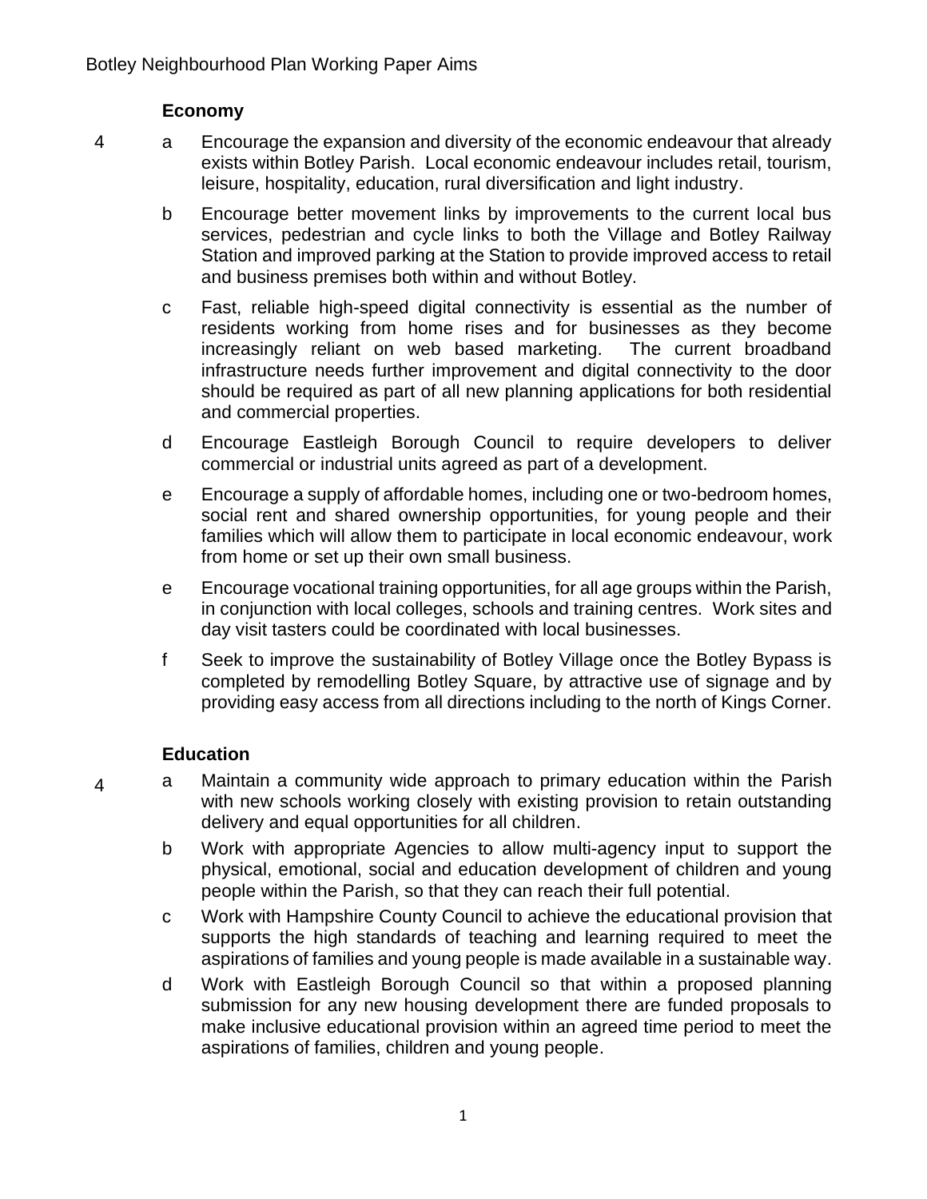## Economy

4

a Encourage the expansion and diversity of the economic endeavour that already exists within Botley Parish. Local economic endeavour includes retail, tourism, leisure, hospitality, education, rural diversification and light industry.

b Encourage better movement links by improvements to the current local bus services, pedestrian and cycle links to both the Village and Botley Railway Station and improved parking at the Station to provide improved access to retail and business premises both within and without Botley.

c Fast, reliable high-speed digital connectivity is essential as the number of residents working from home rises and for businesses as they become increasingly reliant on web based marketing. The current broadband infrastructure needs further improvement and digital connectivity to the door should be required as part of all new planning applications for both residential and commercial properties.

d Encourage Eastleigh Borough Council to require developers to deliver commercial or industrial units agreed as part of a development.

e Encourage a supply of affordable homes, including one or two-bedroom homes, social rent and shared ownership opportunities, for young people and their families which will allow them to participate in local economic endeavour, work from home or set up their own small business.

e Encourage vocational training opportunities, for all age groups within the Parish, in conjunction with local colleges, schools and training centres. Work sites and day visit tasters could be coordinated with local businesses.

f Seek to improve the sustainability of Botley Village once the Botley Bypass is completed by remodelling Botley Square, by attractive use of signage and by providing easy access from all directions including to the north of Kings Corner.

## Education

4

a Maintain a community wide approach to primary education within the Parish with new schools working closely with existing provision to retain outstanding delivery and equal opportunities for all children.

b Work with appropriate Agencies to allow multi-agency input to support the physical, emotional, social and education development of children and young people within the Parish, so that they can reach their full potential.

c Work with Hampshire County Council to achieve the educational provision that supports the high standards of teaching and learning required to meet the aspirations of families and young people is made available in a sustainable way.

d Work with Eastleigh Borough Council so that within a proposed planning submission for any new housing development there are funded proposals to make inclusive educational provision within an agreed time period to meet the aspirations of families, children and young people.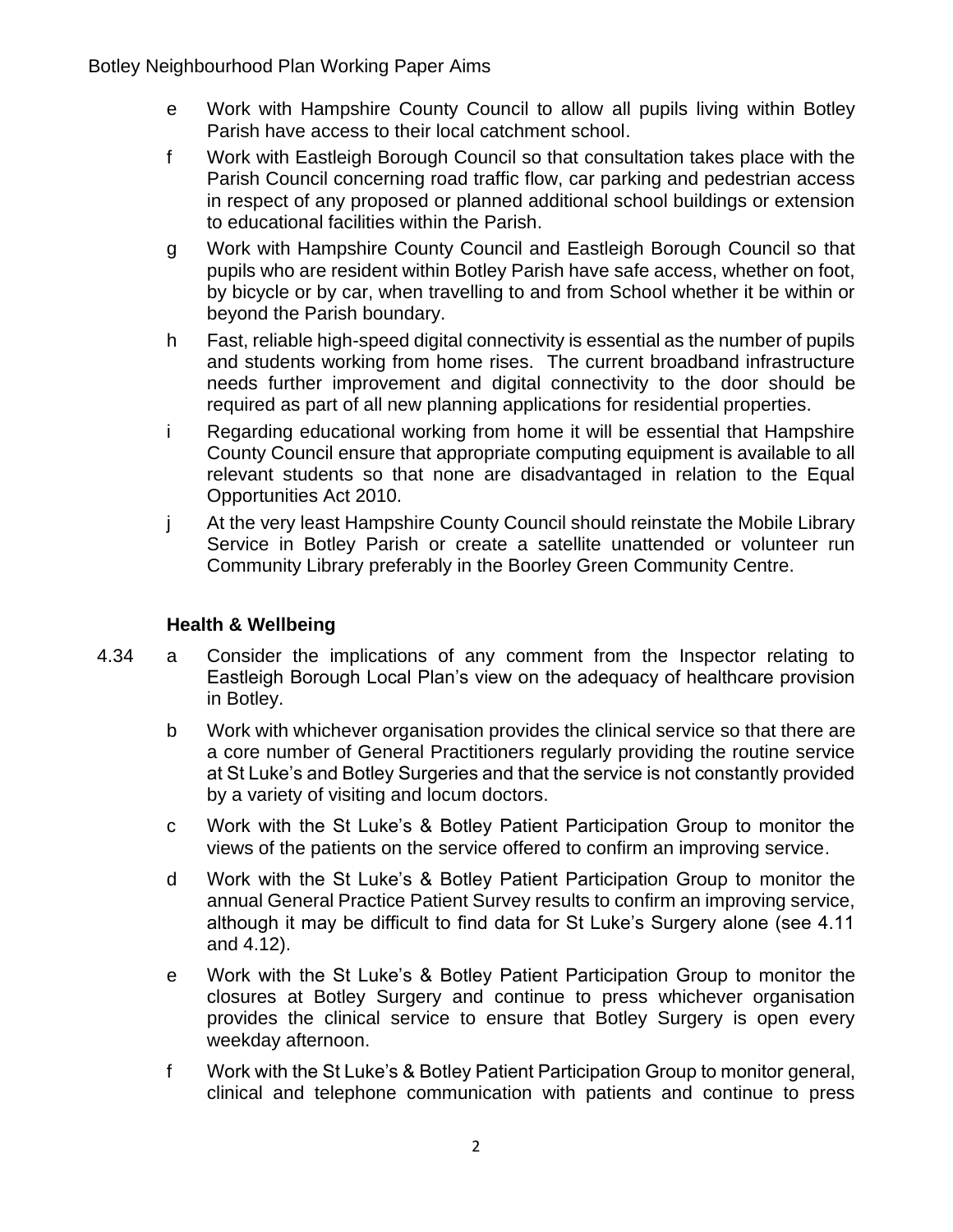e Work with Hampshire County Council to allow all pupils living within Botley Parish have access to their local catchment school.

f Work with Eastleigh Borough Council so that consultation takes place with the Parish Council concerning road traffic flow, car parking and pedestrian access in respect of any proposed or planned additional school buildings or extension to educational facilities within the Parish.

g Work with Hampshire County Council and Eastleigh Borough Council so that pupils who are resident within Botley Parish have safe access, whether on foot, by bicycle or by car, when travelling to and from School whether it be within or beyond the Parish boundary.

h Fast, reliable high-speed digital connectivity is essential as the number of pupils and students working from home rises. The current broadband infrastructure needs further improvement and digital connectivity to the door should be required as part of all new planning applications for residential properties.

i Regarding educational working from home it will be essential that Hampshire County Council ensure that appropriate computing equipment is available to all relevant students so that none are disadvantaged in relation to the Equal Opportunities Act 2010.

j At the very least Hampshire County Council should reinstate the Mobile Library Service in Botley Parish or create a satellite unattended or volunteer run Community Library preferably in the Boorley Green Community Centre.

**Health & Wellbeing**

4.34 a Consider the implications of any comment from the Inspector relating to Eastleigh Borough Local Plan's view on the adequacy of healthcare provision in Botley.

b Work with whichever organisation provides the clinical service so that there are a core number of General Practitioners regularly providing the routine service at St Luke's and Botley Surgeries and that the service is not constantly provided by a variety of visiting and locum doctors.

c Work with the St Luke's & Botley Patient Participation Group to monitor the views of the patients on the service offered to confirm an improving service.

d Work with the St Luke's & Botley Patient Participation Group to monitor the annual General Practice Patient Survey results to confirm an improving service, although it may be difficult to find data for St Luke's Surgery alone (see 4.11 and 4.12).

e Work with the St Luke's & Botley Patient Participation Group to monitor the closures at Botley Surgery and continue to press whichever organisation provides the clinical service to ensure that Botley Surgery is open every weekday afternoon.

f Work with the St Luke's & Botley Patient Participation Group to monitor general, clinical and telephone communication with patients and continue to press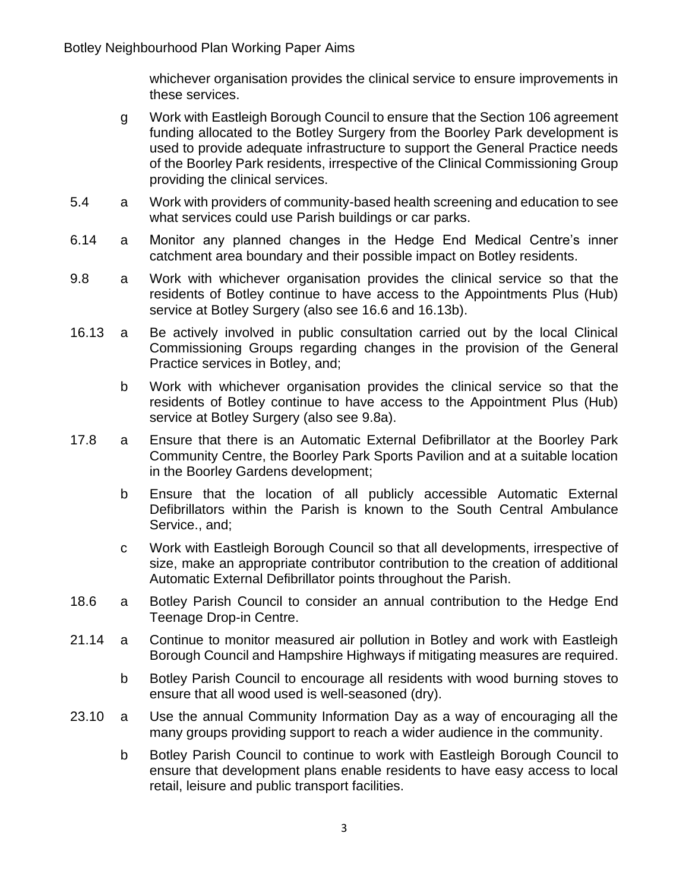whichever organisation provides the clinical service to ensure improvements in these services.

| | | |
|---|---|---|
| | g | Work with Eastleigh Borough Council to ensure that the Section 106 agreement funding allocated to the Botley Surgery from the Boorley Park development is used to provide adequate infrastructure to support the General Practice needs of the Boorley Park residents, irrespective of the Clinical Commissioning Group providing the clinical services. |
| 5.4 | a | Work with providers of community-based health screening and education to see what services could use Parish buildings or car parks. |
| 6.14 | a | Monitor any planned changes in the Hedge End Medical Centre's inner catchment area boundary and their possible impact on Botley residents. |
| 9.8 | a | Work with whichever organisation provides the clinical service so that the residents of Botley continue to have access to the Appointments Plus (Hub) service at Botley Surgery (also see 16.6 and 16.13b). |
| 16.13 | a | Be actively involved in public consultation carried out by the local Clinical Commissioning Groups regarding changes in the provision of the General Practice services in Botley, and; |
| | b | Work with whichever organisation provides the clinical service so that the residents of Botley continue to have access to the Appointment Plus (Hub) service at Botley Surgery (also see 9.8a). |
| 17.8 | a | Ensure that there is an Automatic External Defibrillator at the Boorley Park Community Centre, the Boorley Park Sports Pavilion and at a suitable location in the Boorley Gardens development; |
| | b | Ensure that the location of all publicly accessible Automatic External Defibrillators within the Parish is known to the South Central Ambulance Service., and; |
| | c | Work with Eastleigh Borough Council so that all developments, irrespective of size, make an appropriate contributor contribution to the creation of additional Automatic External Defibrillator points throughout the Parish. |
| 18.6 | a | Botley Parish Council to consider an annual contribution to the Hedge End Teenage Drop-in Centre. |
| 21.14 | a | Continue to monitor measured air pollution in Botley and work with Eastleigh Borough Council and Hampshire Highways if mitigating measures are required. |
| | b | Botley Parish Council to encourage all residents with wood burning stoves to ensure that all wood used is well-seasoned (dry). |
| 23.10 | a | Use the annual Community Information Day as a way of encouraging all the many groups providing support to reach a wider audience in the community. |
| | b | Botley Parish Council to continue to work with Eastleigh Borough Council to ensure that development plans enable residents to have easy access to local retail, leisure and public transport facilities. |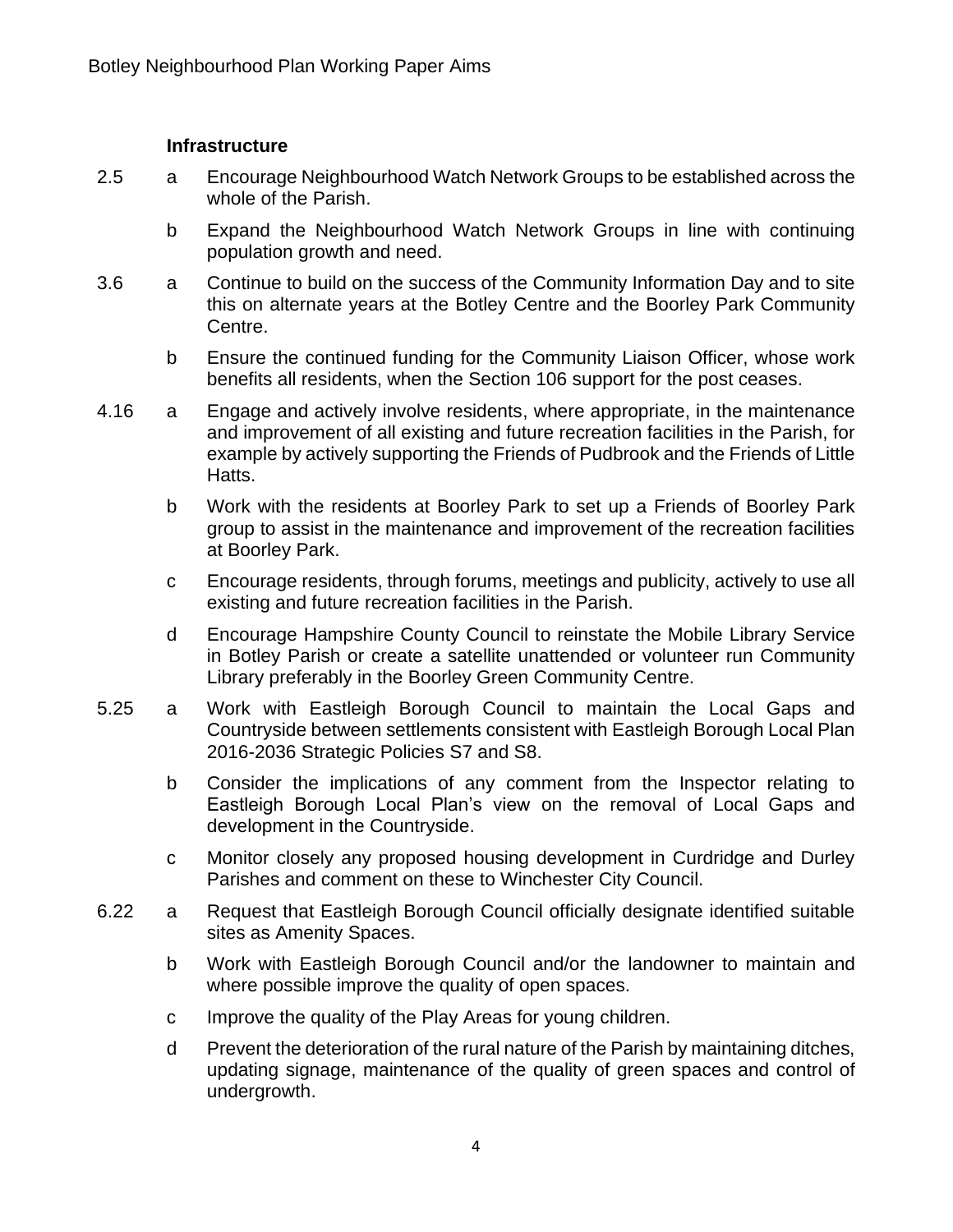### Infrastructure

2.5 a Encourage Neighbourhood Watch Network Groups to be established across the whole of the Parish.

b Expand the Neighbourhood Watch Network Groups in line with continuing population growth and need.

3.6 a Continue to build on the success of the Community Information Day and to site this on alternate years at the Botley Centre and the Boorley Park Community Centre.

b Ensure the continued funding for the Community Liaison Officer, whose work benefits all residents, when the Section 106 support for the post ceases.

4.16 a Engage and actively involve residents, where appropriate, in the maintenance and improvement of all existing and future recreation facilities in the Parish, for example by actively supporting the Friends of Pudbrook and the Friends of Little Hatts.

b Work with the residents at Boorley Park to set up a Friends of Boorley Park group to assist in the maintenance and improvement of the recreation facilities at Boorley Park.

c Encourage residents, through forums, meetings and publicity, actively to use all existing and future recreation facilities in the Parish.

d Encourage Hampshire County Council to reinstate the Mobile Library Service in Botley Parish or create a satellite unattended or volunteer run Community Library preferably in the Boorley Green Community Centre.

5.25 a Work with Eastleigh Borough Council to maintain the Local Gaps and Countryside between settlements consistent with Eastleigh Borough Local Plan 2016-2036 Strategic Policies S7 and S8.

b Consider the implications of any comment from the Inspector relating to Eastleigh Borough Local Plan's view on the removal of Local Gaps and development in the Countryside.

c Monitor closely any proposed housing development in Curdridge and Durley Parishes and comment on these to Winchester City Council.

6.22 a Request that Eastleigh Borough Council officially designate identified suitable sites as Amenity Spaces.

b Work with Eastleigh Borough Council and/or the landowner to maintain and where possible improve the quality of open spaces.

c Improve the quality of the Play Areas for young children.

d Prevent the deterioration of the rural nature of the Parish by maintaining ditches, updating signage, maintenance of the quality of green spaces and control of undergrowth.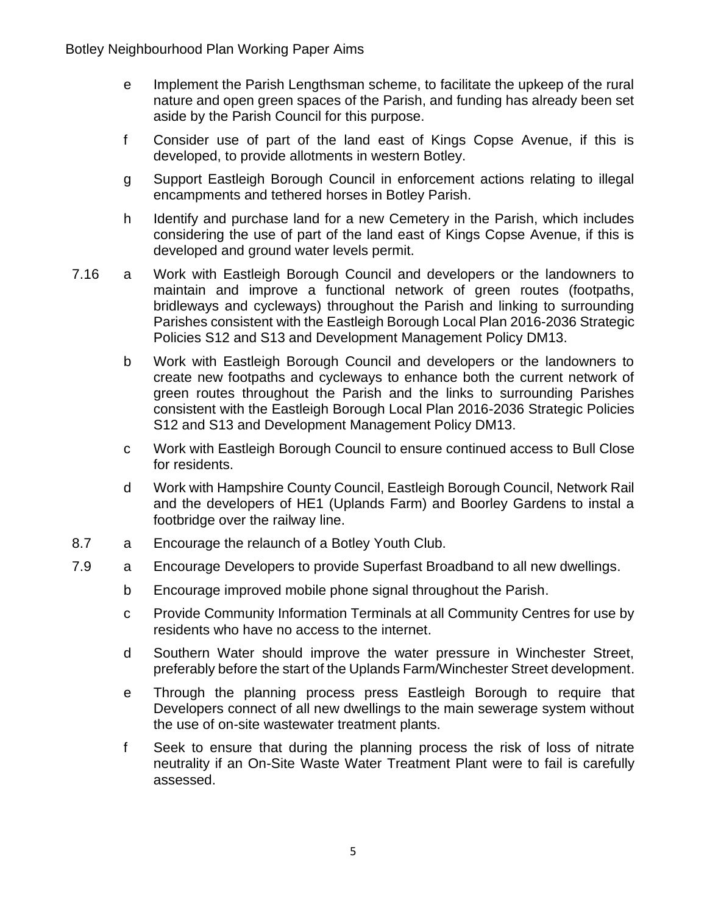e Implement the Parish Lengthsman scheme, to facilitate the upkeep of the rural nature and open green spaces of the Parish, and funding has already been set aside by the Parish Council for this purpose.

f Consider use of part of the land east of Kings Copse Avenue, if this is developed, to provide allotments in western Botley.

g Support Eastleigh Borough Council in enforcement actions relating to illegal encampments and tethered horses in Botley Parish.

h Identify and purchase land for a new Cemetery in the Parish, which includes considering the use of part of the land east of Kings Copse Avenue, if this is developed and ground water levels permit.

7.16 a Work with Eastleigh Borough Council and developers or the landowners to maintain and improve a functional network of green routes (footpaths, bridleways and cycleways) throughout the Parish and linking to surrounding Parishes consistent with the Eastleigh Borough Local Plan 2016-2036 Strategic Policies S12 and S13 and Development Management Policy DM13.

b Work with Eastleigh Borough Council and developers or the landowners to create new footpaths and cycleways to enhance both the current network of green routes throughout the Parish and the links to surrounding Parishes consistent with the Eastleigh Borough Local Plan 2016-2036 Strategic Policies S12 and S13 and Development Management Policy DM13.

c Work with Eastleigh Borough Council to ensure continued access to Bull Close for residents.

d Work with Hampshire County Council, Eastleigh Borough Council, Network Rail and the developers of HE1 (Uplands Farm) and Boorley Gardens to instal a footbridge over the railway line.

8.7 a Encourage the relaunch of a Botley Youth Club.

7.9 a Encourage Developers to provide Superfast Broadband to all new dwellings.

b Encourage improved mobile phone signal throughout the Parish.

c Provide Community Information Terminals at all Community Centres for use by residents who have no access to the internet.

d Southern Water should improve the water pressure in Winchester Street, preferably before the start of the Uplands Farm/Winchester Street development.

e Through the planning process press Eastleigh Borough to require that Developers connect of all new dwellings to the main sewerage system without the use of on-site wastewater treatment plants.

f Seek to ensure that during the planning process the risk of loss of nitrate neutrality if an On-Site Waste Water Treatment Plant were to fail is carefully assessed.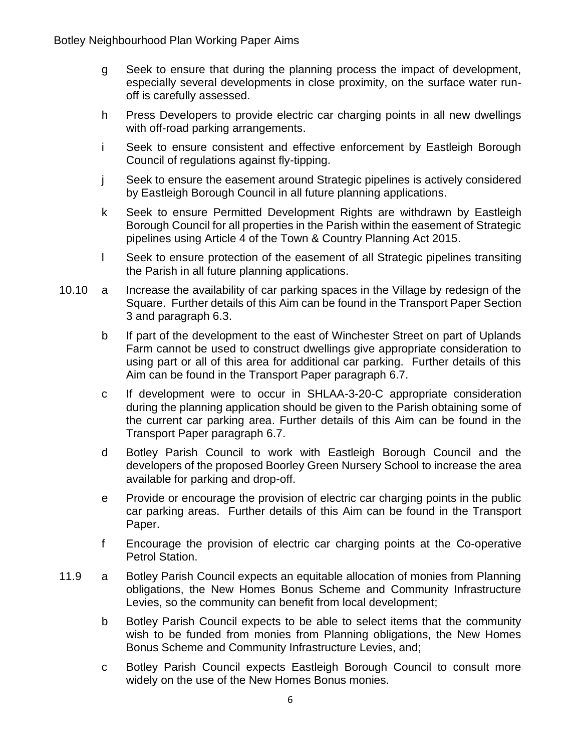g Seek to ensure that during the planning process the impact of development, especially several developments in close proximity, on the surface water run-off is carefully assessed.

h Press Developers to provide electric car charging points in all new dwellings with off-road parking arrangements.

i Seek to ensure consistent and effective enforcement by Eastleigh Borough Council of regulations against fly-tipping.

j Seek to ensure the easement around Strategic pipelines is actively considered by Eastleigh Borough Council in all future planning applications.

k Seek to ensure Permitted Development Rights are withdrawn by Eastleigh Borough Council for all properties in the Parish within the easement of Strategic pipelines using Article 4 of the Town & Country Planning Act 2015.

l Seek to ensure protection of the easement of all Strategic pipelines transiting the Parish in all future planning applications.

10.10 a Increase the availability of car parking spaces in the Village by redesign of the Square. Further details of this Aim can be found in the Transport Paper Section 3 and paragraph 6.3.

b If part of the development to the east of Winchester Street on part of Uplands Farm cannot be used to construct dwellings give appropriate consideration to using part or all of this area for additional car parking. Further details of this Aim can be found in the Transport Paper paragraph 6.7.

c If development were to occur in SHLAA-3-20-C appropriate consideration during the planning application should be given to the Parish obtaining some of the current car parking area. Further details of this Aim can be found in the Transport Paper paragraph 6.7.

d Botley Parish Council to work with Eastleigh Borough Council and the developers of the proposed Boorley Green Nursery School to increase the area available for parking and drop-off.

e Provide or encourage the provision of electric car charging points in the public car parking areas. Further details of this Aim can be found in the Transport Paper.

f Encourage the provision of electric car charging points at the Co-operative Petrol Station.

11.9 a Botley Parish Council expects an equitable allocation of monies from Planning obligations, the New Homes Bonus Scheme and Community Infrastructure Levies, so the community can benefit from local development;

b Botley Parish Council expects to be able to select items that the community wish to be funded from monies from Planning obligations, the New Homes Bonus Scheme and Community Infrastructure Levies, and;

c Botley Parish Council expects Eastleigh Borough Council to consult more widely on the use of the New Homes Bonus monies.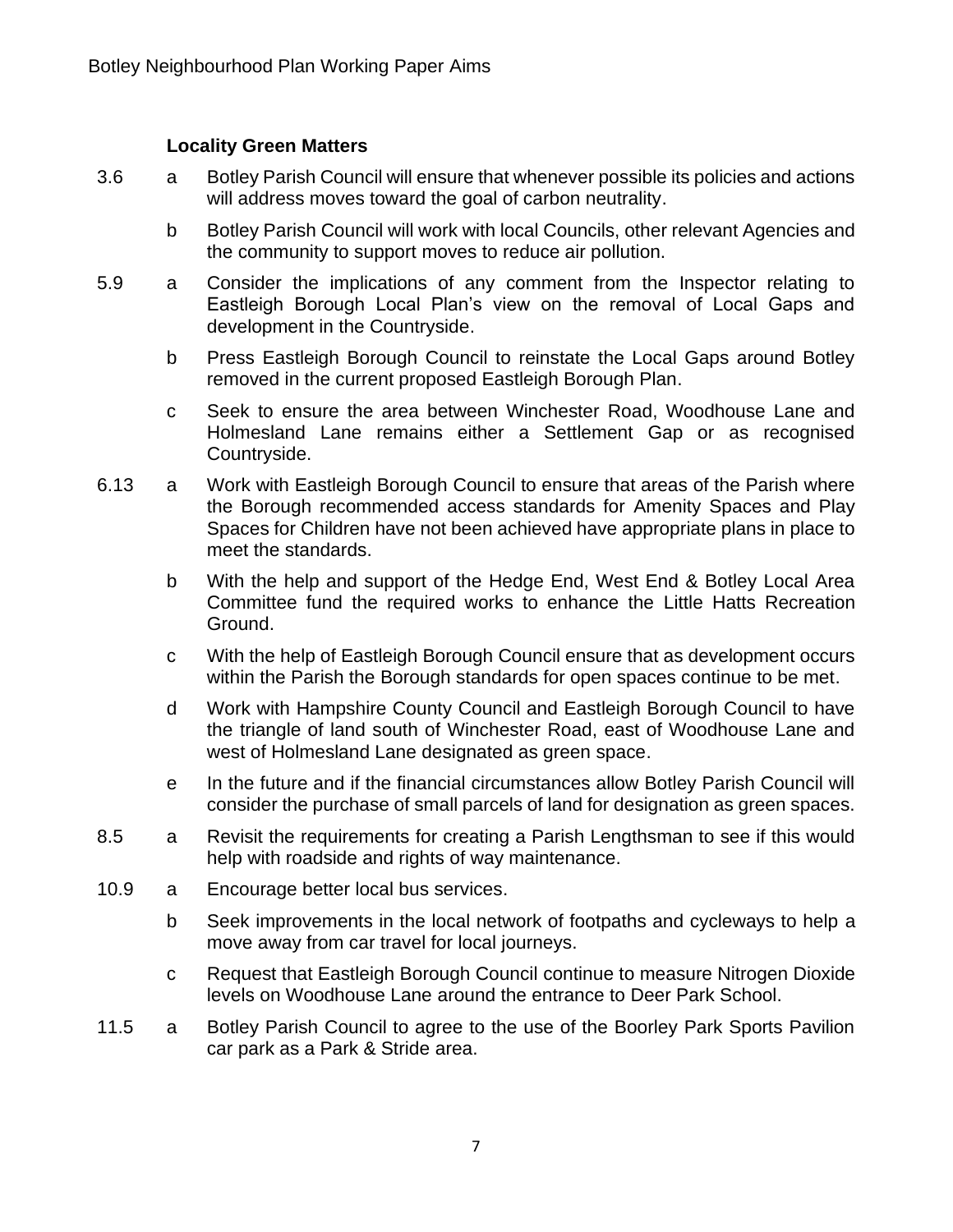### Locality Green Matters

| | | |
|---|---|---|
| 3.6 | a | Botley Parish Council will ensure that whenever possible its policies and actions will address moves toward the goal of carbon neutrality. |
| | b | Botley Parish Council will work with local Councils, other relevant Agencies and the community to support moves to reduce air pollution. |
| 5.9 | a | Consider the implications of any comment from the Inspector relating to Eastleigh Borough Local Plan's view on the removal of Local Gaps and development in the Countryside. |
| | b | Press Eastleigh Borough Council to reinstate the Local Gaps around Botley removed in the current proposed Eastleigh Borough Plan. |
| | c | Seek to ensure the area between Winchester Road, Woodhouse Lane and Holmesland Lane remains either a Settlement Gap or as recognised Countryside. |
| 6.13 | a | Work with Eastleigh Borough Council to ensure that areas of the Parish where the Borough recommended access standards for Amenity Spaces and Play Spaces for Children have not been achieved have appropriate plans in place to meet the standards. |
| | b | With the help and support of the Hedge End, West End & Botley Local Area Committee fund the required works to enhance the Little Hatts Recreation Ground. |
| | c | With the help of Eastleigh Borough Council ensure that as development occurs within the Parish the Borough standards for open spaces continue to be met. |
| | d | Work with Hampshire County Council and Eastleigh Borough Council to have the triangle of land south of Winchester Road, east of Woodhouse Lane and west of Holmesland Lane designated as green space. |
| | e | In the future and if the financial circumstances allow Botley Parish Council will consider the purchase of small parcels of land for designation as green spaces. |
| 8.5 | a | Revisit the requirements for creating a Parish Lengthsman to see if this would help with roadside and rights of way maintenance. |
| 10.9 | a | Encourage better local bus services. |
| | b | Seek improvements in the local network of footpaths and cycleways to help a move away from car travel for local journeys. |
| | c | Request that Eastleigh Borough Council continue to measure Nitrogen Dioxide levels on Woodhouse Lane around the entrance to Deer Park School. |
| 11.5 | a | Botley Parish Council to agree to the use of the Boorley Park Sports Pavilion car park as a Park & Stride area. |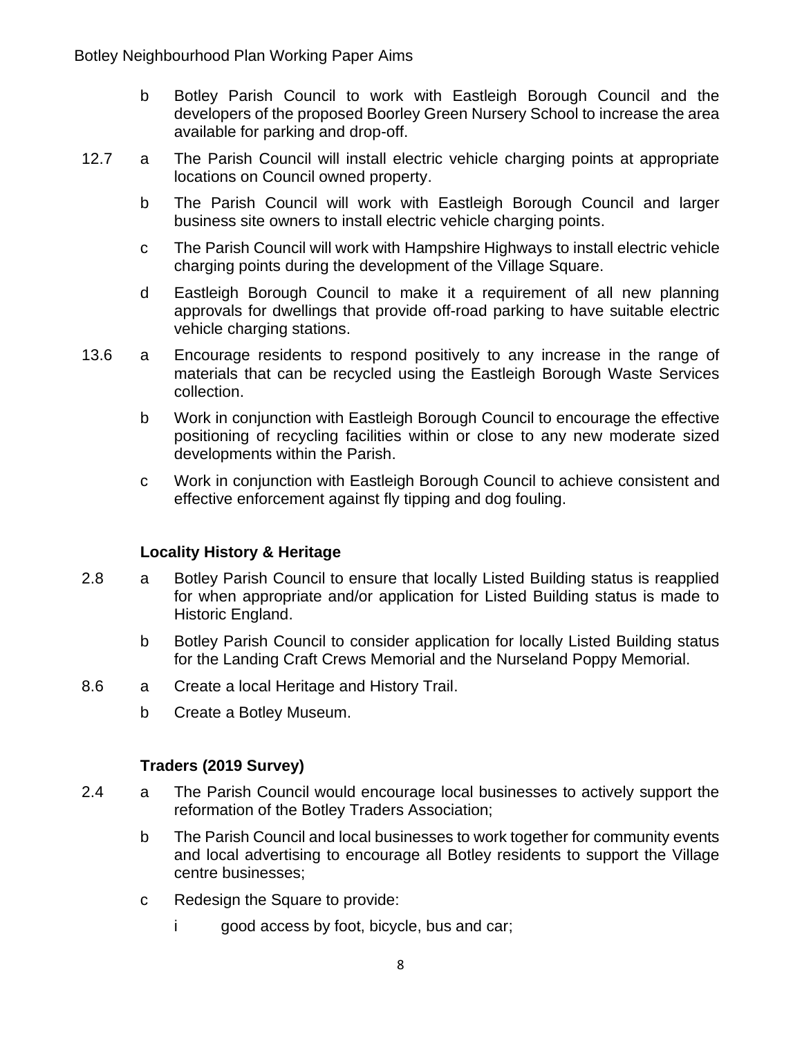b Botley Parish Council to work with Eastleigh Borough Council and the developers of the proposed Boorley Green Nursery School to increase the area available for parking and drop-off.

12.7 a The Parish Council will install electric vehicle charging points at appropriate locations on Council owned property.

b The Parish Council will work with Eastleigh Borough Council and larger business site owners to install electric vehicle charging points.

c The Parish Council will work with Hampshire Highways to install electric vehicle charging points during the development of the Village Square.

d Eastleigh Borough Council to make it a requirement of all new planning approvals for dwellings that provide off-road parking to have suitable electric vehicle charging stations.

13.6 a Encourage residents to respond positively to any increase in the range of materials that can be recycled using the Eastleigh Borough Waste Services collection.

b Work in conjunction with Eastleigh Borough Council to encourage the effective positioning of recycling facilities within or close to any new moderate sized developments within the Parish.

c Work in conjunction with Eastleigh Borough Council to achieve consistent and effective enforcement against fly tipping and dog fouling.

**Locality History & Heritage**

2.8 a Botley Parish Council to ensure that locally Listed Building status is reapplied for when appropriate and/or application for Listed Building status is made to Historic England.

b Botley Parish Council to consider application for locally Listed Building status for the Landing Craft Crews Memorial and the Nurseland Poppy Memorial.

8.6 a Create a local Heritage and History Trail.

b Create a Botley Museum.

**Traders (2019 Survey)**

2.4 a The Parish Council would encourage local businesses to actively support the reformation of the Botley Traders Association;

b The Parish Council and local businesses to work together for community events and local advertising to encourage all Botley residents to support the Village centre businesses;

c Redesign the Square to provide:

i good access by foot, bicycle, bus and car;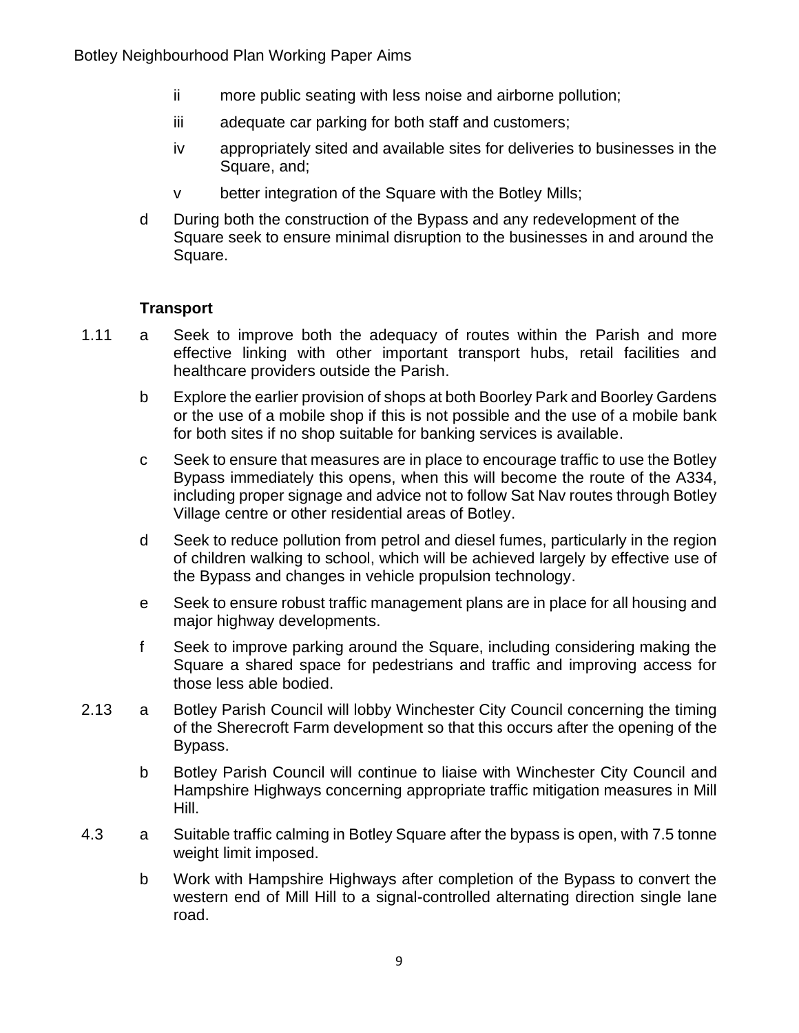- ii more public seating with less noise and airborne pollution;
- iii adequate car parking for both staff and customers;
- iv appropriately sited and available sites for deliveries to businesses in the Square, and;
- v better integration of the Square with the Botley Mills;

d During both the construction of the Bypass and any redevelopment of the Square seek to ensure minimal disruption to the businesses in and around the Square.

**Transport**

1.11 a Seek to improve both the adequacy of routes within the Parish and more effective linking with other important transport hubs, retail facilities and healthcare providers outside the Parish.

b Explore the earlier provision of shops at both Boorley Park and Boorley Gardens or the use of a mobile shop if this is not possible and the use of a mobile bank for both sites if no shop suitable for banking services is available.

c Seek to ensure that measures are in place to encourage traffic to use the Botley Bypass immediately this opens, when this will become the route of the A334, including proper signage and advice not to follow Sat Nav routes through Botley Village centre or other residential areas of Botley.

d Seek to reduce pollution from petrol and diesel fumes, particularly in the region of children walking to school, which will be achieved largely by effective use of the Bypass and changes in vehicle propulsion technology.

e Seek to ensure robust traffic management plans are in place for all housing and major highway developments.

f Seek to improve parking around the Square, including considering making the Square a shared space for pedestrians and traffic and improving access for those less able bodied.

2.13 a Botley Parish Council will lobby Winchester City Council concerning the timing of the Sherecroft Farm development so that this occurs after the opening of the Bypass.

b Botley Parish Council will continue to liaise with Winchester City Council and Hampshire Highways concerning appropriate traffic mitigation measures in Mill Hill.

4.3 a Suitable traffic calming in Botley Square after the bypass is open, with 7.5 tonne weight limit imposed.

b Work with Hampshire Highways after completion of the Bypass to convert the western end of Mill Hill to a signal-controlled alternating direction single lane road.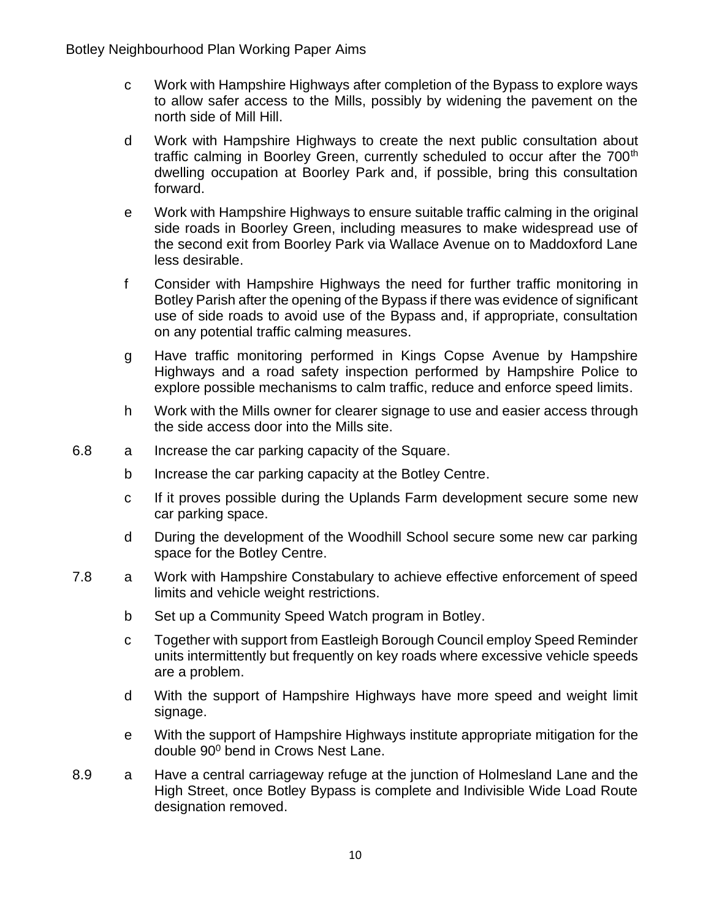c Work with Hampshire Highways after completion of the Bypass to explore ways to allow safer access to the Mills, possibly by widening the pavement on the north side of Mill Hill.

d Work with Hampshire Highways to create the next public consultation about traffic calming in Boorley Green, currently scheduled to occur after the 700th dwelling occupation at Boorley Park and, if possible, bring this consultation forward.

e Work with Hampshire Highways to ensure suitable traffic calming in the original side roads in Boorley Green, including measures to make widespread use of the second exit from Boorley Park via Wallace Avenue on to Maddoxford Lane less desirable.

f Consider with Hampshire Highways the need for further traffic monitoring in Botley Parish after the opening of the Bypass if there was evidence of significant use of side roads to avoid use of the Bypass and, if appropriate, consultation on any potential traffic calming measures.

g Have traffic monitoring performed in Kings Copse Avenue by Hampshire Highways and a road safety inspection performed by Hampshire Police to explore possible mechanisms to calm traffic, reduce and enforce speed limits.

h Work with the Mills owner for clearer signage to use and easier access through the side access door into the Mills site.

6.8 a Increase the car parking capacity of the Square.

b Increase the car parking capacity at the Botley Centre.

c If it proves possible during the Uplands Farm development secure some new car parking space.

d During the development of the Woodhill School secure some new car parking space for the Botley Centre.

7.8 a Work with Hampshire Constabulary to achieve effective enforcement of speed limits and vehicle weight restrictions.

b Set up a Community Speed Watch program in Botley.

c Together with support from Eastleigh Borough Council employ Speed Reminder units intermittently but frequently on key roads where excessive vehicle speeds are a problem.

d With the support of Hampshire Highways have more speed and weight limit signage.

e With the support of Hampshire Highways institute appropriate mitigation for the double $90^0$ bend in Crows Nest Lane.

8.9 a Have a central carriageway refuge at the junction of Holmesland Lane and the High Street, once Botley Bypass is complete and Indivisible Wide Load Route designation removed.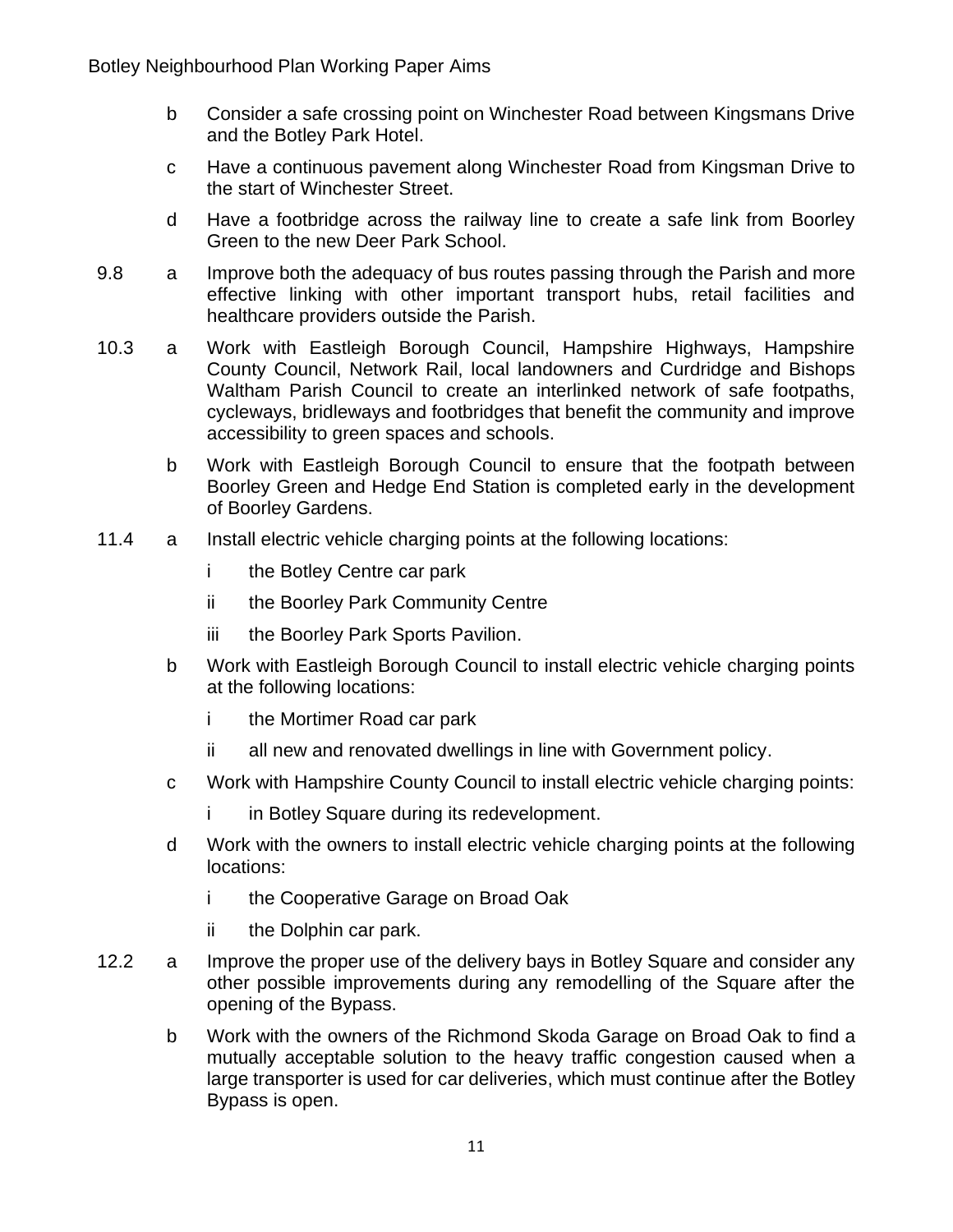b Consider a safe crossing point on Winchester Road between Kingsmans Drive and the Botley Park Hotel.

c Have a continuous pavement along Winchester Road from Kingsman Drive to the start of Winchester Street.

d Have a footbridge across the railway line to create a safe link from Boorley Green to the new Deer Park School.

9.8 a Improve both the adequacy of bus routes passing through the Parish and more effective linking with other important transport hubs, retail facilities and healthcare providers outside the Parish.

10.3 a Work with Eastleigh Borough Council, Hampshire Highways, Hampshire County Council, Network Rail, local landowners and Curdridge and Bishops Waltham Parish Council to create an interlinked network of safe footpaths, cycleways, bridleways and footbridges that benefit the community and improve accessibility to green spaces and schools.

b Work with Eastleigh Borough Council to ensure that the footpath between Boorley Green and Hedge End Station is completed early in the development of Boorley Gardens.

11.4 a Install electric vehicle charging points at the following locations:

i the Botley Centre car park

ii the Boorley Park Community Centre

iii the Boorley Park Sports Pavilion.

b Work with Eastleigh Borough Council to install electric vehicle charging points at the following locations:

i the Mortimer Road car park

ii all new and renovated dwellings in line with Government policy.

c Work with Hampshire County Council to install electric vehicle charging points:

i in Botley Square during its redevelopment.

d Work with the owners to install electric vehicle charging points at the following locations:

i the Cooperative Garage on Broad Oak

ii the Dolphin car park.

12.2 a Improve the proper use of the delivery bays in Botley Square and consider any other possible improvements during any remodelling of the Square after the opening of the Bypass.

b Work with the owners of the Richmond Skoda Garage on Broad Oak to find a mutually acceptable solution to the heavy traffic congestion caused when a large transporter is used for car deliveries, which must continue after the Botley Bypass is open.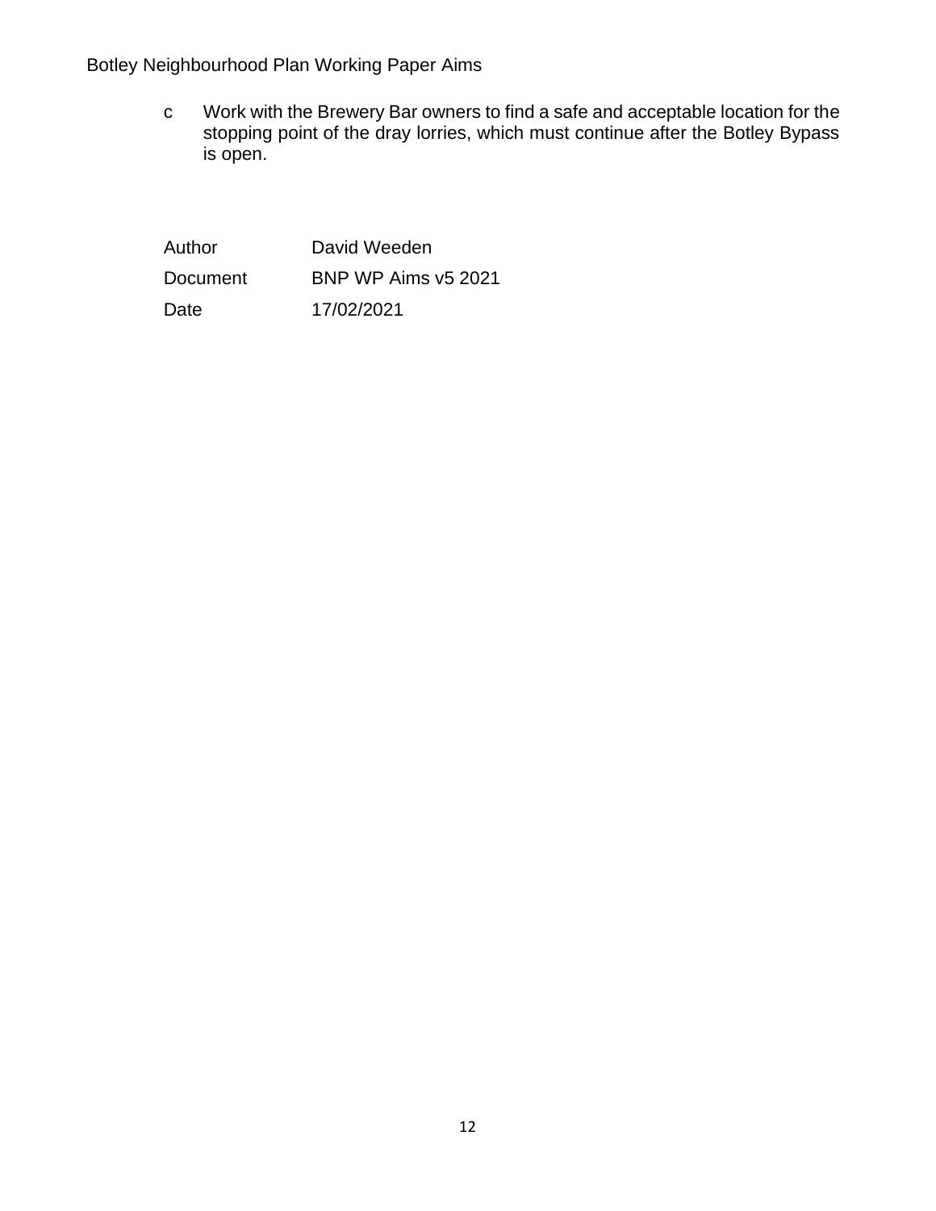c   Work with the Brewery Bar owners to find a safe and acceptable location for the stopping point of the dray lorries, which must continue after the Botley Bypass is open.

| | |
|---|---|
| Author | David Weeden |
| Document | BNP WP Aims v5 2021 |
| Date | 17/02/2021 |